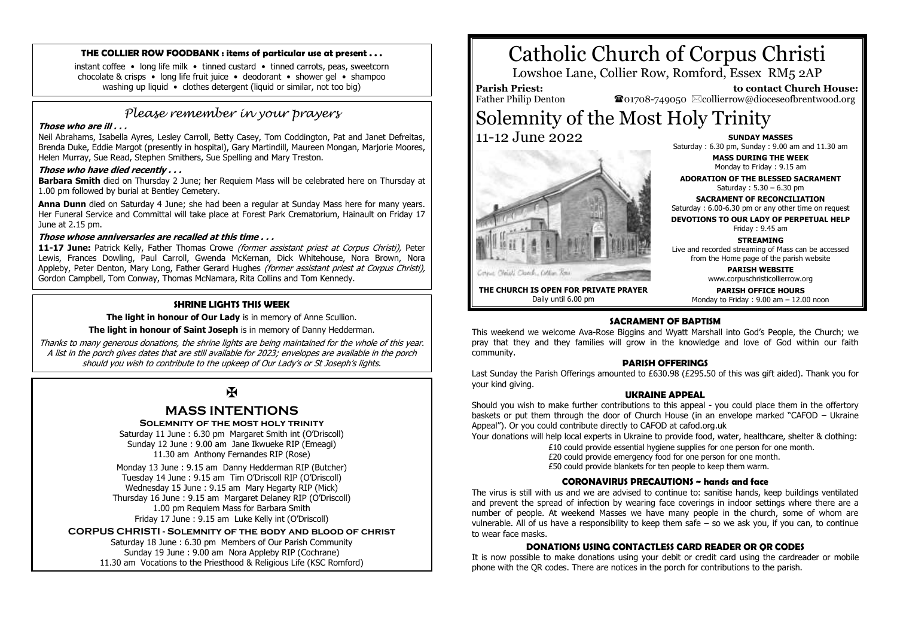# Catholic Church of Corpus Christi

Lowshoe Lane, Collier Row, Romford, Essex RM5 2AP

**Parish Priest:** Father Philip Denton

**to contact Church House:** ☎01708-749050 ✉collierrow@dioceseofbrentwood.org

# Solemnity of the Most Holy Trinity

11-12 June 2022

*Corpus Christi Church, Collier Row*

**THE CHURCH IS OPEN FOR PRIVATE PRAYER**
Daily until 6.00 pm

**SUNDAY MASSES**
Saturday : 6.30 pm, Sunday : 9.00 am and 11.30 am

**MASS DURING THE WEEK**
Monday to Friday : 9.15 am

**ADORATION OF THE BLESSED SACRAMENT**
Saturday : 5.30 – 6.30 pm

**SACRAMENT OF RECONCILIATION**
Saturday : 6.00-6.30 pm or any other time on request

**DEVOTIONS TO OUR LADY OF PERPETUAL HELP**
Friday : 9.45 am

**STREAMING**
Live and recorded streaming of Mass can be accessed from the Home page of the parish website

**PARISH WEBSITE**
www.corpuschristicollierrow.org

**PARISH OFFICE HOURS**
Monday to Friday : 9.00 am – 12.00 noon

### THE COLLIER ROW FOODBANK : items of particular use at present . . .

instant coffee • long life milk • tinned custard • tinned carrots, peas, sweetcorn chocolate & crisps • long life fruit juice • deodorant • shower gel • shampoo washing up liquid • clothes detergent (liquid or similar, not too big)

## *Please remember in your prayers*

***Those who are ill . . .***

Neil Abrahams, Isabella Ayres, Lesley Carroll, Betty Casey, Tom Coddington, Pat and Janet Defreitas, Brenda Duke, Eddie Margot (presently in hospital), Gary Martindill, Maureen Mongan, Marjorie Moores, Helen Murray, Sue Read, Stephen Smithers, Sue Spelling and Mary Treston.

***Those who have died recently . . .***

**Barbara Smith** died on Thursday 2 June; her Requiem Mass will be celebrated here on Thursday at 1.00 pm followed by burial at Bentley Cemetery.

**Anna Dunn** died on Saturday 4 June; she had been a regular at Sunday Mass here for many years. Her Funeral Service and Committal will take place at Forest Park Crematorium, Hainault on Friday 17 June at 2.15 pm.

***Those whose anniversaries are recalled at this time . . .***

**11-17 June:** Patrick Kelly, Father Thomas Crowe *(former assistant priest at Corpus Christi)*, Peter Lewis, Frances Dowling, Paul Carroll, Gwenda McKernan, Dick Whitehouse, Nora Brown, Nora Appleby, Peter Denton, Mary Long, Father Gerard Hughes *(former assistant priest at Corpus Christi)*, Gordon Campbell, Tom Conway, Thomas McNamara, Rita Collins and Tom Kennedy.

### SHRINE LIGHTS THIS WEEK

**The light in honour of Our Lady** is in memory of Anne Scullion.

**The light in honour of Saint Joseph** is in memory of Danny Hedderman.

*Thanks to many generous donations, the shrine lights are being maintained for the whole of this year. A list in the porch gives dates that are still available for 2023; envelopes are available in the porch should you wish to contribute to the upkeep of Our Lady's or St Joseph's lights.*

✠

## MASS INTENTIONS

**SOLEMNITY OF THE MOST HOLY TRINITY**

Saturday 11 June : 6.30 pm Margaret Smith int (O'Driscoll)
Sunday 12 June : 9.00 am Jane Ikwueke RIP (Emeagi)
11.30 am Anthony Fernandes RIP (Rose)

Monday 13 June : 9.15 am Danny Hedderman RIP (Butcher)
Tuesday 14 June : 9.15 am Tim O'Driscoll RIP (O'Driscoll)
Wednesday 15 June : 9.15 am Mary Hegarty RIP (Mick)
Thursday 16 June : 9.15 am Margaret Delaney RIP (O'Driscoll)
1.00 pm Requiem Mass for Barbara Smith
Friday 17 June : 9.15 am Luke Kelly int (O'Driscoll)

**CORPUS CHRISTI - SOLEMNITY OF THE BODY AND BLOOD OF CHRIST**

Saturday 18 June : 6.30 pm Members of Our Parish Community
Sunday 19 June : 9.00 am Nora Appleby RIP (Cochrane)
11.30 am Vocations to the Priesthood & Religious Life (KSC Romford)

### SACRAMENT OF BAPTISM

This weekend we welcome Ava-Rose Biggins and Wyatt Marshall into God's People, the Church; we pray that they and they families will grow in the knowledge and love of God within our faith community.

### PARISH OFFERINGS

Last Sunday the Parish Offerings amounted to £630.98 (£295.50 of this was gift aided). Thank you for your kind giving.

### UKRAINE APPEAL

Should you wish to make further contributions to this appeal - you could place them in the offertory baskets or put them through the door of Church House (in an envelope marked "CAFOD – Ukraine Appeal"). Or you could contribute directly to CAFOD at cafod.org.uk

Your donations will help local experts in Ukraine to provide food, water, healthcare, shelter & clothing:

£10 could provide essential hygiene supplies for one person for one month.
£20 could provide emergency food for one person for one month.
£50 could provide blankets for ten people to keep them warm.

### CORONAVIRUS PRECAUTIONS ~ hands and face

The virus is still with us and we are advised to continue to: sanitise hands, keep buildings ventilated and prevent the spread of infection by wearing face coverings in indoor settings where there are a number of people. At weekend Masses we have many people in the church, some of whom are vulnerable. All of us have a responsibility to keep them safe – so we ask you, if you can, to continue to wear face masks.

### DONATIONS USING CONTACTLESS CARD READER OR QR CODES

It is now possible to make donations using your debit or credit card using the cardreader or mobile phone with the QR codes. There are notices in the porch for contributions to the parish.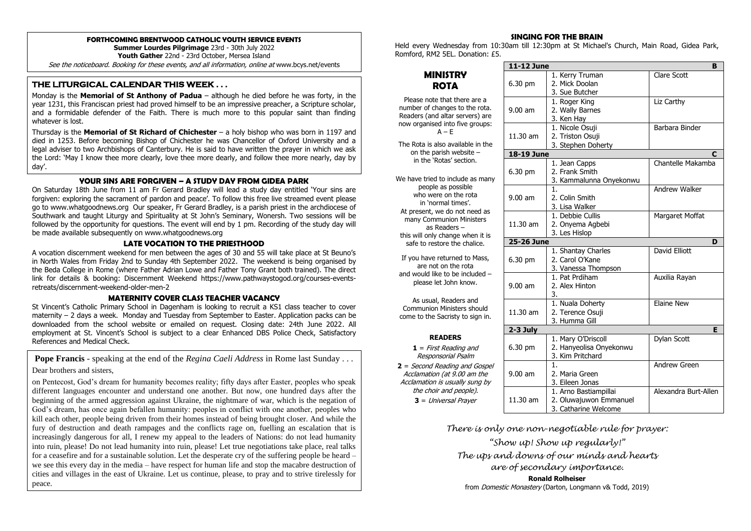**FORTHCOMING BRENTWOOD CATHOLIC YOUTH SERVICE EVENTS**

**Summer Lourdes Pilgrimage** 23rd - 30th July 2022

**Youth Gather** 22nd - 23rd October, Mersea Island

*See the noticeboard. Booking for these events, and all information, online at* www.bcys.net/events

## THE LITURGICAL CALENDAR THIS WEEK . . .

Monday is the **Memorial of St Anthony of Padua** – although he died before he was forty, in the year 1231, this Franciscan priest had proved himself to be an impressive preacher, a Scripture scholar, and a formidable defender of the Faith. There is much more to this popular saint than finding whatever is lost.

Thursday is the **Memorial of St Richard of Chichester** – a holy bishop who was born in 1197 and died in 1253. Before becoming Bishop of Chichester he was Chancellor of Oxford University and a legal adviser to two Archbishops of Canterbury. He is said to have written the prayer in which we ask the Lord: 'May I know thee more clearly, love thee more dearly, and follow thee more nearly, day by day'.

## YOUR SINS ARE FORGIVEN – A STUDY DAY FROM GIDEA PARK

On Saturday 18th June from 11 am Fr Gerard Bradley will lead a study day entitled 'Your sins are forgiven: exploring the sacrament of pardon and peace'. To follow this free live streamed event please go to www.whatgoodnews.org Our speaker, Fr Gerard Bradley, is a parish priest in the archdiocese of Southwark and taught Liturgy and Spirituality at St John's Seminary, Wonersh. Two sessions will be followed by the opportunity for questions. The event will end by 1 pm. Recording of the study day will be made available subsequently on www.whatgoodnews.org

## LATE VOCATION TO THE PRIESTHOOD

A vocation discernment weekend for men between the ages of 30 and 55 will take place at St Beuno's in North Wales from Friday 2nd to Sunday 4th September 2022. The weekend is being organised by the Beda College in Rome (where Father Adrian Lowe and Father Tony Grant both trained). The direct link for details & booking: Discernment Weekend https://www.pathwaystogod.org/courses-events-retreats/discernment-weekend-older-men-2

## MATERNITY COVER CLASS TEACHER VACANCY

St Vincent's Catholic Primary School in Dagenham is looking to recruit a KS1 class teacher to cover maternity – 2 days a week. Monday and Tuesday from September to Easter. Application packs can be downloaded from the school website or emailed on request. Closing date: 24th June 2022. All employment at St. Vincent's School is subject to a clear Enhanced DBS Police Check, Satisfactory References and Medical Check.

**Pope Francis** - speaking at the end of the *Regina Caeli Address* in Rome last Sunday . . .

Dear brothers and sisters,

on Pentecost, God's dream for humanity becomes reality; fifty days after Easter, peoples who speak different languages encounter and understand one another. But now, one hundred days after the beginning of the armed aggression against Ukraine, the nightmare of war, which is the negation of God's dream, has once again befallen humanity: peoples in conflict with one another, peoples who kill each other, people being driven from their homes instead of being brought closer. And while the fury of destruction and death rampages and the conflicts rage on, fuelling an escalation that is increasingly dangerous for all, I renew my appeal to the leaders of Nations: do not lead humanity into ruin, please! Do not lead humanity into ruin, please! Let true negotiations take place, real talks for a ceasefire and for a sustainable solution. Let the desperate cry of the suffering people be heard – we see this every day in the media – have respect for human life and stop the macabre destruction of cities and villages in the east of Ukraine. Let us continue, please, to pray and to strive tirelessly for peace.

## SINGING FOR THE BRAIN

Held every Wednesday from 10:30am till 12:30pm at St Michael's Church, Main Road, Gidea Park, Romford, RM2 5EL. Donation: £5.

## MINISTRY ROTA

Please note that there are a number of changes to the rota. Readers (and altar servers) are now organised into five groups: A – E

The Rota is also available in the on the parish website – in the 'Rotas' section.

We have tried to include as many people as possible who were on the rota in 'normal times'. At present, we do not need as many Communion Ministers as Readers – this will only change when it is safe to restore the chalice.

If you have returned to Mass, are not on the rota and would like to be included – please let John know.

As usual, Readers and Communion Ministers should come to the Sacristy to sign in.

**READERS**

**1** = *First Reading and Responsorial Psalm*

**2** = *Second Reading and Gospel Acclamation (at 9.00 am the Acclamation is usually sung by the choir and people).*

**3** = *Universal Prayer*

| | | |
|---|---|---|
| **11-12 June** | | **B** |
| 6.30 pm | 1. Kerry Truman<br>2. Mick Doolan<br>3. Sue Butcher | Clare Scott |
| 9.00 am | 1. Roger King<br>2. Wally Barnes<br>3. Ken Hay | Liz Carthy |
| 11.30 am | 1. Nicole Osuji<br>2. Triston Osuji<br>3. Stephen Doherty | Barbara Binder |
| **18-19 June** | | **C** |
| 6.30 pm | 1. Jean Capps<br>2. Frank Smith<br>3. Kammalunna Onyekonwu | Chantelle Makamba |
| 9.00 am | 1.<br>2. Colin Smith<br>3. Lisa Walker | Andrew Walker |
| 11.30 am | 1. Debbie Cullis<br>2. Onyema Agbebi<br>3. Les Hislop | Margaret Moffat |
| **25-26 June** | | **D** |
| 6.30 pm | 1. Shantay Charles<br>2. Carol O'Kane<br>3. Vanessa Thompson | David Elliott |
| 9.00 am | 1. Pat Prdiham<br>2. Alex Hinton<br>3. | Auxilia Rayan |
| 11.30 am | 1. Nuala Doherty<br>2. Terence Osuji<br>3. Humma Gill | Elaine New |
| **2-3 July** | | **E** |
| 6.30 pm | 1. Mary O'Driscoll<br>2. Hanyeolisa Onyekonwu<br>3. Kim Pritchard | Dylan Scott |
| 9.00 am | 1.<br>2. Maria Green<br>3. Eileen Jonas | Andrew Green |
| 11.30 am | 1. Arno Bastiampillai<br>2. Oluwajuwon Emmanuel<br>3. Catharine Welcome | Alexandra Burt-Allen |

*There is only one non-negotiable rule for prayer:*

*"Show up! Show up regularly!"*

*The ups and downs of our minds and hearts are of secondary importance.*

**Ronald Rolheiser**

from *Domestic Monastery* (Darton, Longmann v& Todd, 2019)